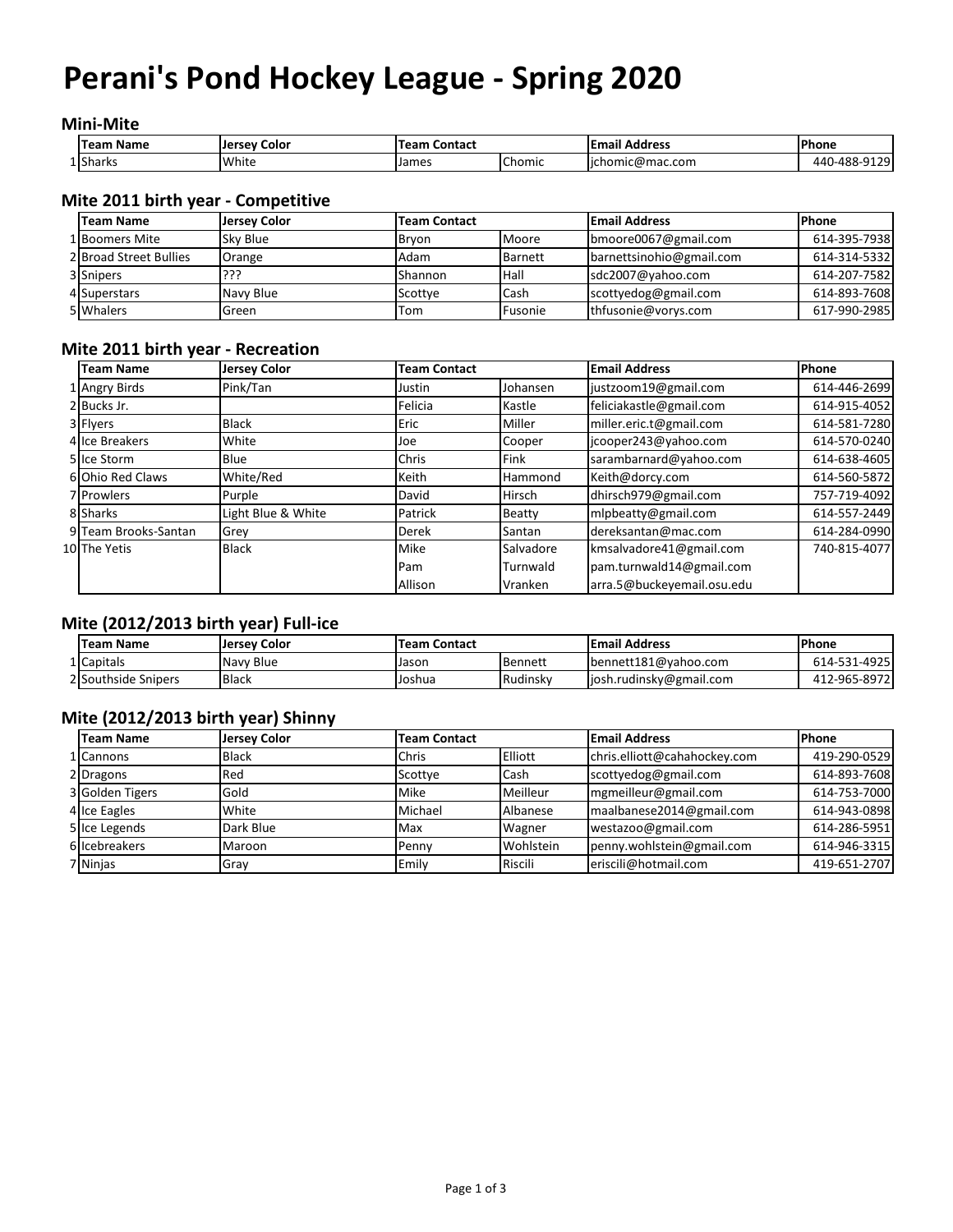# Perani's Pond Hockey League - Spring 2020

## Mini-Mite

| | Team Name | Jersey Color | Team Contact | | Email Address | Phone |
|---|---|---|---|---|---|---|
| 1 | Sharks | White | James | Chomic | jchomic@mac.com | 440-488-9129 |

## Mite 2011 birth year - Competitive

| | Team Name | Jersey Color | Team Contact | | Email Address | Phone |
|---|---|---|---|---|---|---|
| 1 | Boomers Mite | Sky Blue | Bryon | Moore | bmoore0067@gmail.com | 614-395-7938 |
| 2 | Broad Street Bullies | Orange | Adam | Barnett | barnettsinohio@gmail.com | 614-314-5332 |
| 3 | Snipers | ??? | Shannon | Hall | sdc2007@yahoo.com | 614-207-7582 |
| 4 | Superstars | Navy Blue | Scottye | Cash | scottyedog@gmail.com | 614-893-7608 |
| 5 | Whalers | Green | Tom | Fusonie | thfusonie@vorys.com | 617-990-2985 |

## Mite 2011 birth year - Recreation

| | Team Name | Jersey Color | Team Contact | | Email Address | Phone |
|---|---|---|---|---|---|---|
| 1 | Angry Birds | Pink/Tan | Justin | Johansen | justzoom19@gmail.com | 614-446-2699 |
| 2 | Bucks Jr. | | Felicia | Kastle | feliciakastle@gmail.com | 614-915-4052 |
| 3 | Flyers | Black | Eric | Miller | miller.eric.t@gmail.com | 614-581-7280 |
| 4 | Ice Breakers | White | Joe | Cooper | jcooper243@yahoo.com | 614-570-0240 |
| 5 | Ice Storm | Blue | Chris | Fink | sarambarnard@yahoo.com | 614-638-4605 |
| 6 | Ohio Red Claws | White/Red | Keith | Hammond | Keith@dorcy.com | 614-560-5872 |
| 7 | Prowlers | Purple | David | Hirsch | dhirsch979@gmail.com | 757-719-4092 |
| 8 | Sharks | Light Blue & White | Patrick | Beatty | mlpbeatty@gmail.com | 614-557-2449 |
| 9 | Team Brooks-Santan | Grey | Derek | Santan | dereksantan@mac.com | 614-284-0990 |
| 10 | The Yetis | Black | Mike | Salvadore | kmsalvadore41@gmail.com | 740-815-4077 |
| | | | Pam | Turnwald | pam.turnwald14@gmail.com | |
| | | | Allison | Vranken | arra.5@buckeyemail.osu.edu | |

## Mite (2012/2013 birth year) Full-ice

| | Team Name | Jersey Color | Team Contact | | Email Address | Phone |
|---|---|---|---|---|---|---|
| 1 | Capitals | Navy Blue | Jason | Bennett | bennett181@yahoo.com | 614-531-4925 |
| 2 | Southside Snipers | Black | Joshua | Rudinsky | josh.rudinsky@gmail.com | 412-965-8972 |

## Mite (2012/2013 birth year) Shinny

| | Team Name | Jersey Color | Team Contact | | Email Address | Phone |
|---|---|---|---|---|---|---|
| 1 | Cannons | Black | Chris | Elliott | chris.elliott@cahahockey.com | 419-290-0529 |
| 2 | Dragons | Red | Scottye | Cash | scottyedog@gmail.com | 614-893-7608 |
| 3 | Golden Tigers | Gold | Mike | Meilleur | mgmeilleur@gmail.com | 614-753-7000 |
| 4 | Ice Eagles | White | Michael | Albanese | maalbanese2014@gmail.com | 614-943-0898 |
| 5 | Ice Legends | Dark Blue | Max | Wagner | westazoo@gmail.com | 614-286-5951 |
| 6 | Icebreakers | Maroon | Penny | Wohlstein | penny.wohlstein@gmail.com | 614-946-3315 |
| 7 | Ninjas | Gray | Emily | Riscili | erisciIi@hotmail.com | 419-651-2707 |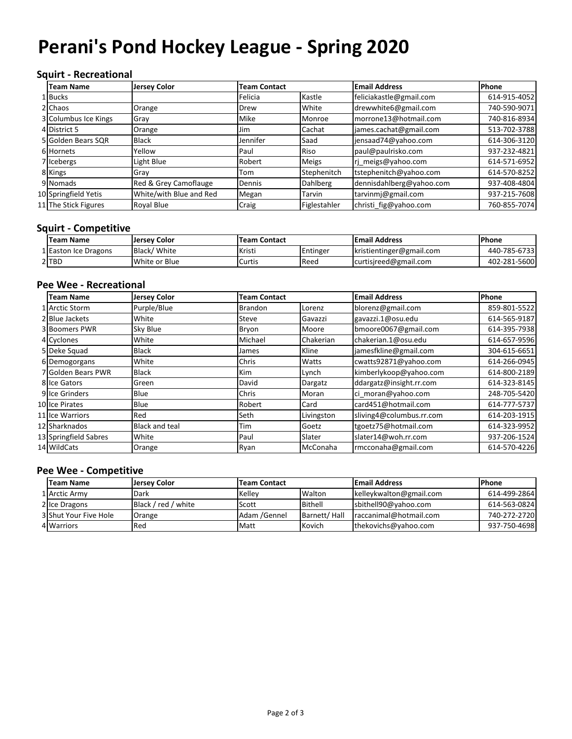# Perani's Pond Hockey League - Spring 2020

## Squirt - Recreational

| | Team Name | Jersey Color | Team Contact | | Email Address | Phone |
|---|---|---|---|---|---|---|
| 1 | Bucks | | Felicia | Kastle | feliciakastle@gmail.com | 614-915-4052 |
| 2 | Chaos | Orange | Drew | White | drewwhite6@gmail.com | 740-590-9071 |
| 3 | Columbus Ice Kings | Gray | Mike | Monroe | morrone13@hotmail.com | 740-816-8934 |
| 4 | District 5 | Orange | Jim | Cachat | james.cachat@gmail.com | 513-702-3788 |
| 5 | Golden Bears SQR | Black | Jennifer | Saad | jensaad74@yahoo.com | 614-306-3120 |
| 6 | Hornets | Yellow | Paul | Riso | paul@paulrisko.com | 937-232-4821 |
| 7 | Icebergs | Light Blue | Robert | Meigs | rj_meigs@yahoo.com | 614-571-6952 |
| 8 | Kings | Gray | Tom | Stephenitch | tstephenitch@yahoo.com | 614-570-8252 |
| 9 | Nomads | Red & Grey Camoflauge | Dennis | Dahlberg | dennisdahlberg@yahoo.com | 937-408-4804 |
| 10 | Springfield Yetis | White/with Blue and Red | Megan | Tarvin | tarvinmj@gmail.com | 937-215-7608 |
| 11 | The Stick Figures | Royal Blue | Craig | Figlestahler | christi_fig@yahoo.com | 760-855-7074 |

## Squirt - Competitive

| | Team Name | Jersey Color | Team Contact | | Email Address | Phone |
|---|---|---|---|---|---|---|
| 1 | Easton Ice Dragons | Black/ White | Kristi | Entinger | kristientinger@gmail.com | 440-785-6733 |
| 2 | TBD | White or Blue | Curtis | Reed | curtisjreed@gmail.com | 402-281-5600 |

## Pee Wee - Recreational

| | Team Name | Jersey Color | Team Contact | | Email Address | Phone |
|---|---|---|---|---|---|---|
| 1 | Arctic Storm | Purple/Blue | Brandon | Lorenz | blorenz@gmail.com | 859-801-5522 |
| 2 | Blue Jackets | White | Steve | Gavazzi | gavazzi.1@osu.edu | 614-565-9187 |
| 3 | Boomers PWR | Sky Blue | Bryon | Moore | bmoore0067@gmail.com | 614-395-7938 |
| 4 | Cyclones | White | Michael | Chakerian | chakerian.1@osu.edu | 614-657-9596 |
| 5 | Deke Squad | Black | James | Kline | jamesfkline@gmail.com | 304-615-6651 |
| 6 | Demogorgans | White | Chris | Watts | cwatts92871@yahoo.com | 614-266-0945 |
| 7 | Golden Bears PWR | Black | Kim | Lynch | kimberlykoop@yahoo.com | 614-800-2189 |
| 8 | Ice Gators | Green | David | Dargatz | ddargatz@insight.rr.com | 614-323-8145 |
| 9 | Ice Grinders | Blue | Chris | Moran | ci_moran@yahoo.com | 248-705-5420 |
| 10 | Ice Pirates | Blue | Robert | Card | card451@hotmail.com | 614-777-5737 |
| 11 | Ice Warriors | Red | Seth | Livingston | sliving4@columbus.rr.com | 614-203-1915 |
| 12 | Sharknados | Black and teal | Tim | Goetz | tgoetz75@hotmail.com | 614-323-9952 |
| 13 | Springfield Sabres | White | Paul | Slater | slater14@woh.rr.com | 937-206-1524 |
| 14 | WildCats | Orange | Ryan | McConaha | rmcconaha@gmail.com | 614-570-4226 |

## Pee Wee - Competitive

| | Team Name | Jersey Color | Team Contact | | Email Address | Phone |
|---|---|---|---|---|---|---|
| 1 | Arctic Army | Dark | Kelley | Walton | kelleykwalton@gmail.com | 614-499-2864 |
| 2 | Ice Dragons | Black / red / white | Scott | Bithell | sbithell90@yahoo.com | 614-563-0824 |
| 3 | Shut Your Five Hole | Orange | Adam /Gennel | Barnett/ Hall | raccanimal@hotmail.com | 740-272-2720 |
| 4 | Warriors | Red | Matt | Kovich | thekovichs@yahoo.com | 937-750-4698 |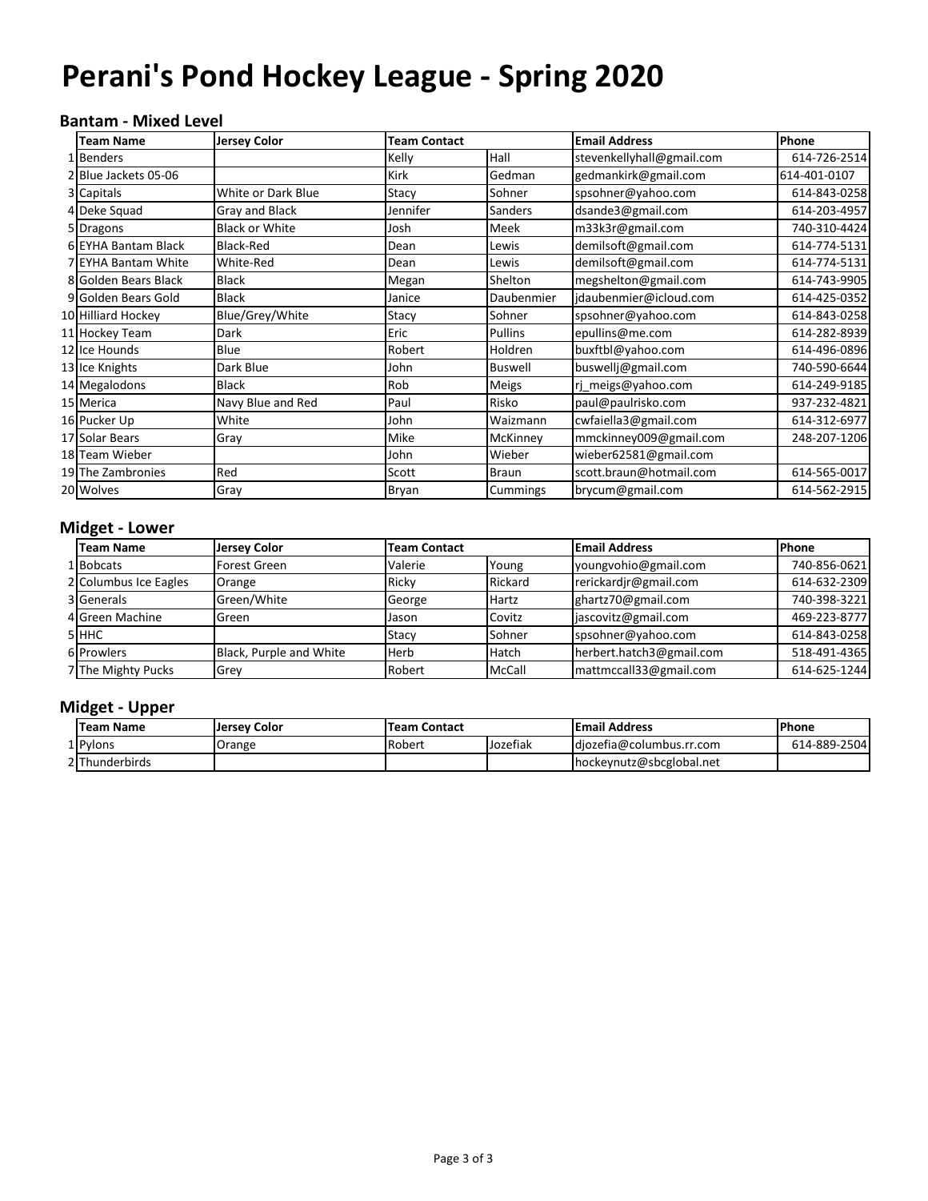# Perani's Pond Hockey League - Spring 2020

### Bantam - Mixed Level

| | Team Name | Jersey Color | Team Contact | | Email Address | Phone |
|---|---|---|---|---|---|---|
| 1 | Benders | | Kelly | Hall | stevenkellyhall@gmail.com | 614-726-2514 |
| 2 | Blue Jackets 05-06 | | Kirk | Gedman | gedmankirk@gmail.com | 614-401-0107 |
| 3 | Capitals | White or Dark Blue | Stacy | Sohner | spsohner@yahoo.com | 614-843-0258 |
| 4 | Deke Squad | Gray and Black | Jennifer | Sanders | dsande3@gmail.com | 614-203-4957 |
| 5 | Dragons | Black or White | Josh | Meek | m33k3r@gmail.com | 740-310-4424 |
| 6 | EYHA Bantam Black | Black-Red | Dean | Lewis | demilsoft@gmail.com | 614-774-5131 |
| 7 | EYHA Bantam White | White-Red | Dean | Lewis | demilsoft@gmail.com | 614-774-5131 |
| 8 | Golden Bears Black | Black | Megan | Shelton | megshelton@gmail.com | 614-743-9905 |
| 9 | Golden Bears Gold | Black | Janice | Daubenmier | jdaubenmier@icloud.com | 614-425-0352 |
| 10 | Hilliard Hockey | Blue/Grey/White | Stacy | Sohner | spsohner@yahoo.com | 614-843-0258 |
| 11 | Hockey Team | Dark | Eric | Pullins | epullins@me.com | 614-282-8939 |
| 12 | Ice Hounds | Blue | Robert | Holdren | buxftbl@yahoo.com | 614-496-0896 |
| 13 | Ice Knights | Dark Blue | John | Buswell | buswellj@gmail.com | 740-590-6644 |
| 14 | Megalodons | Black | Rob | Meigs | rj_meigs@yahoo.com | 614-249-9185 |
| 15 | Merica | Navy Blue and Red | Paul | Risko | paul@paulrisko.com | 937-232-4821 |
| 16 | Pucker Up | White | John | Waizmann | cwfaiella3@gmail.com | 614-312-6977 |
| 17 | Solar Bears | Gray | Mike | McKinney | mmckinney009@gmail.com | 248-207-1206 |
| 18 | Team Wieber | | John | Wieber | wieber62581@gmail.com | |
| 19 | The Zambronies | Red | Scott | Braun | scott.braun@hotmail.com | 614-565-0017 |
| 20 | Wolves | Gray | Bryan | Cummings | brycum@gmail.com | 614-562-2915 |

### Midget - Lower

| | Team Name | Jersey Color | Team Contact | | Email Address | Phone |
|---|---|---|---|---|---|---|
| 1 | Bobcats | Forest Green | Valerie | Young | youngvohio@gmail.com | 740-856-0621 |
| 2 | Columbus Ice Eagles | Orange | Ricky | Rickard | rerickardjr@gmail.com | 614-632-2309 |
| 3 | Generals | Green/White | George | Hartz | ghartz70@gmail.com | 740-398-3221 |
| 4 | Green Machine | Green | Jason | Covitz | jascovitz@gmail.com | 469-223-8777 |
| 5 | HHC | | Stacy | Sohner | spsohner@yahoo.com | 614-843-0258 |
| 6 | Prowlers | Black, Purple and White | Herb | Hatch | herbert.hatch3@gmail.com | 518-491-4365 |
| 7 | The Mighty Pucks | Grey | Robert | McCall | mattmccall33@gmail.com | 614-625-1244 |

### Midget - Upper

| | Team Name | Jersey Color | Team Contact | | Email Address | Phone |
|---|---|---|---|---|---|---|
| 1 | Pylons | Orange | Robert | Jozefiak | djozefia@columbus.rr.com | 614-889-2504 |
| 2 | Thunderbirds | | | | hockeynutz@sbcglobal.net | |